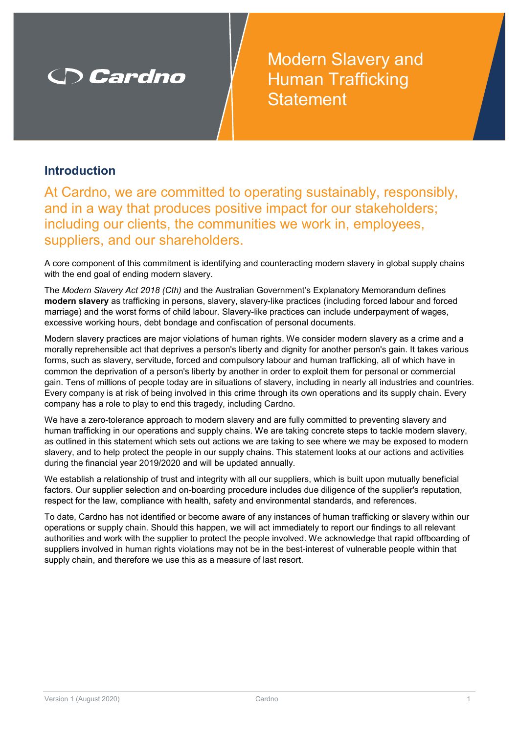Cardno

# Modern Slavery and Human Trafficking Statement

## Introduction

At Cardno, we are committed to operating sustainably, responsibly, and in a way that produces positive impact for our stakeholders; including our clients, the communities we work in, employees, suppliers, and our shareholders.

A core component of this commitment is identifying and counteracting modern slavery in global supply chains with the end goal of ending modern slavery.

The *Modern Slavery Act 2018 (Cth)* and the Australian Government's Explanatory Memorandum defines **modern slavery** as trafficking in persons, slavery, slavery-like practices (including forced labour and forced marriage) and the worst forms of child labour. Slavery-like practices can include underpayment of wages, excessive working hours, debt bondage and confiscation of personal documents.

Modern slavery practices are major violations of human rights. We consider modern slavery as a crime and a morally reprehensible act that deprives a person's liberty and dignity for another person's gain. It takes various forms, such as slavery, servitude, forced and compulsory labour and human trafficking, all of which have in common the deprivation of a person's liberty by another in order to exploit them for personal or commercial gain. Tens of millions of people today are in situations of slavery, including in nearly all industries and countries. Every company is at risk of being involved in this crime through its own operations and its supply chain. Every company has a role to play to end this tragedy, including Cardno.

We have a zero-tolerance approach to modern slavery and are fully committed to preventing slavery and human trafficking in our operations and supply chains. We are taking concrete steps to tackle modern slavery, as outlined in this statement which sets out actions we are taking to see where we may be exposed to modern slavery, and to help protect the people in our supply chains. This statement looks at our actions and activities during the financial year 2019/2020 and will be updated annually.

We establish a relationship of trust and integrity with all our suppliers, which is built upon mutually beneficial factors. Our supplier selection and on-boarding procedure includes due diligence of the supplier's reputation, respect for the law, compliance with health, safety and environmental standards, and references.

To date, Cardno has not identified or become aware of any instances of human trafficking or slavery within our operations or supply chain. Should this happen, we will act immediately to report our findings to all relevant authorities and work with the supplier to protect the people involved. We acknowledge that rapid offboarding of suppliers involved in human rights violations may not be in the best-interest of vulnerable people within that supply chain, and therefore we use this as a measure of last resort.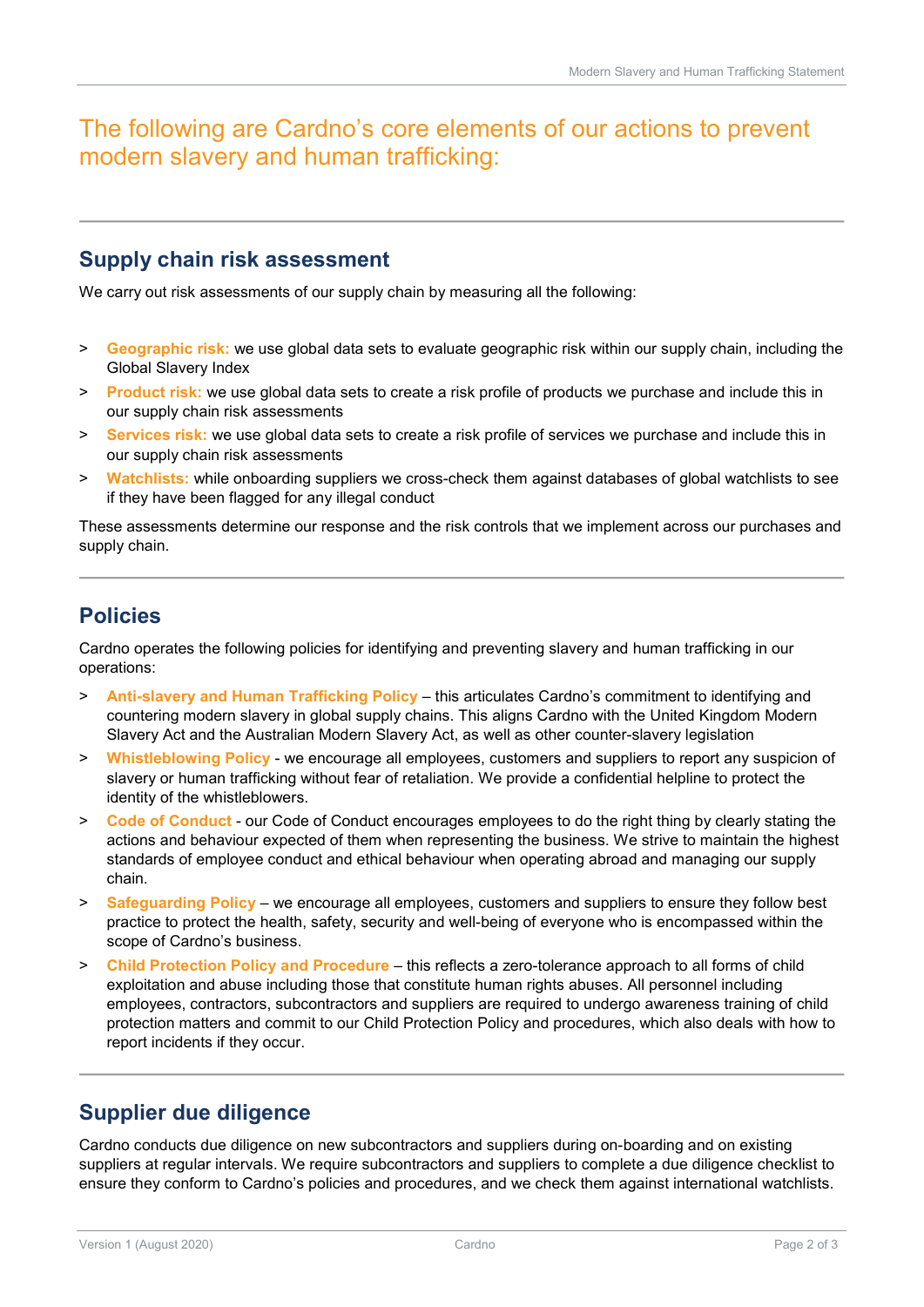# The following are Cardno's core elements of our actions to prevent modern slavery and human trafficking:

## Supply chain risk assessment

We carry out risk assessments of our supply chain by measuring all the following:

- **Geographic risk:** we use global data sets to evaluate geographic risk within our supply chain, including the Global Slavery Index
- **Product risk:** we use global data sets to create a risk profile of products we purchase and include this in our supply chain risk assessments
- **Services risk:** we use global data sets to create a risk profile of services we purchase and include this in our supply chain risk assessments
- **Watchlists:** while onboarding suppliers we cross-check them against databases of global watchlists to see if they have been flagged for any illegal conduct

These assessments determine our response and the risk controls that we implement across our purchases and supply chain.

## Policies

Cardno operates the following policies for identifying and preventing slavery and human trafficking in our operations:

- **Anti-slavery and Human Trafficking Policy** – this articulates Cardno's commitment to identifying and countering modern slavery in global supply chains. This aligns Cardno with the United Kingdom Modern Slavery Act and the Australian Modern Slavery Act, as well as other counter-slavery legislation
- **Whistleblowing Policy** - we encourage all employees, customers and suppliers to report any suspicion of slavery or human trafficking without fear of retaliation. We provide a confidential helpline to protect the identity of the whistleblowers.
- **Code of Conduct** - our Code of Conduct encourages employees to do the right thing by clearly stating the actions and behaviour expected of them when representing the business. We strive to maintain the highest standards of employee conduct and ethical behaviour when operating abroad and managing our supply chain.
- **Safeguarding Policy** – we encourage all employees, customers and suppliers to ensure they follow best practice to protect the health, safety, security and well-being of everyone who is encompassed within the scope of Cardno's business.
- **Child Protection Policy and Procedure** – this reflects a zero-tolerance approach to all forms of child exploitation and abuse including those that constitute human rights abuses. All personnel including employees, contractors, subcontractors and suppliers are required to undergo awareness training of child protection matters and commit to our Child Protection Policy and procedures, which also deals with how to report incidents if they occur.

## Supplier due diligence

Cardno conducts due diligence on new subcontractors and suppliers during on-boarding and on existing suppliers at regular intervals. We require subcontractors and suppliers to complete a due diligence checklist to ensure they conform to Cardno's policies and procedures, and we check them against international watchlists.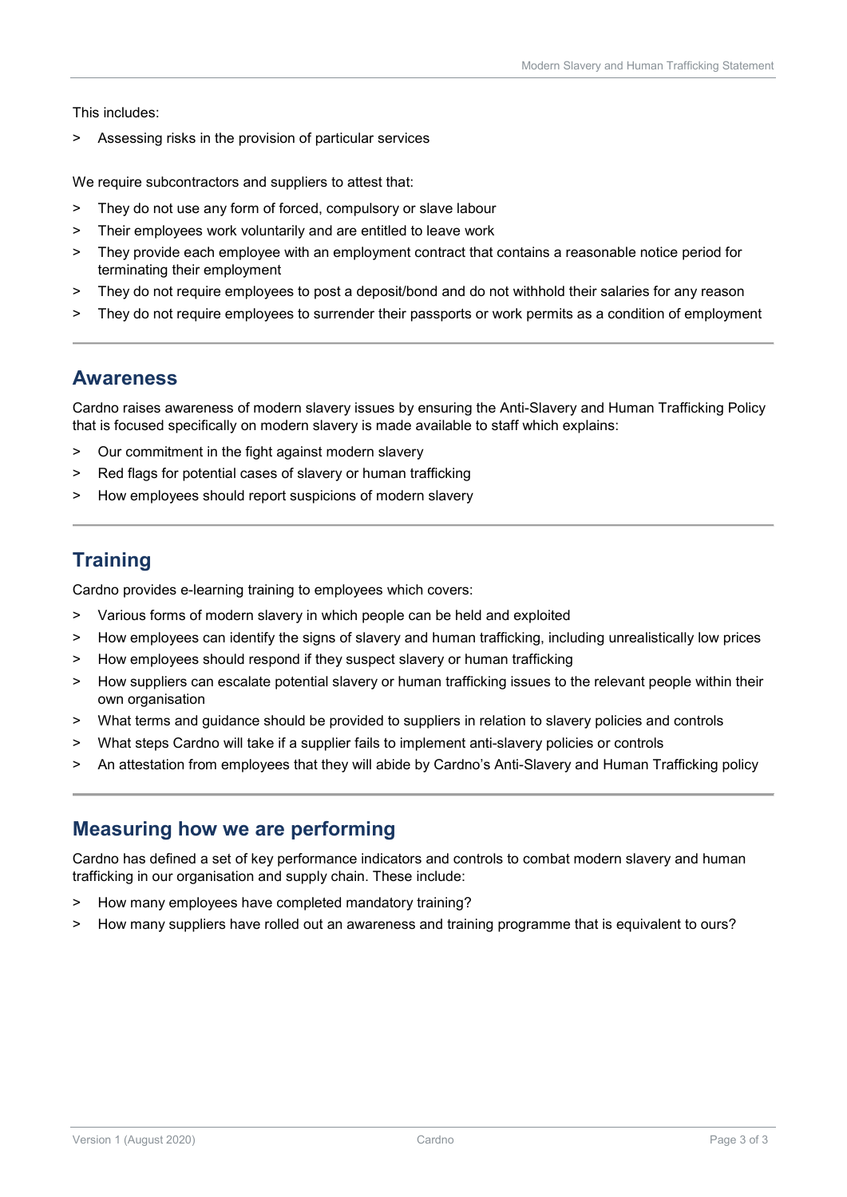This includes:

- Assessing risks in the provision of particular services

We require subcontractors and suppliers to attest that:

- They do not use any form of forced, compulsory or slave labour
- Their employees work voluntarily and are entitled to leave work
- They provide each employee with an employment contract that contains a reasonable notice period for terminating their employment
- They do not require employees to post a deposit/bond and do not withhold their salaries for any reason
- They do not require employees to surrender their passports or work permits as a condition of employment

## Awareness

Cardno raises awareness of modern slavery issues by ensuring the Anti-Slavery and Human Trafficking Policy that is focused specifically on modern slavery is made available to staff which explains:

- Our commitment in the fight against modern slavery
- Red flags for potential cases of slavery or human trafficking
- How employees should report suspicions of modern slavery

## Training

Cardno provides e-learning training to employees which covers:

- Various forms of modern slavery in which people can be held and exploited
- How employees can identify the signs of slavery and human trafficking, including unrealistically low prices
- How employees should respond if they suspect slavery or human trafficking
- How suppliers can escalate potential slavery or human trafficking issues to the relevant people within their own organisation
- What terms and guidance should be provided to suppliers in relation to slavery policies and controls
- What steps Cardno will take if a supplier fails to implement anti-slavery policies or controls
- An attestation from employees that they will abide by Cardno's Anti-Slavery and Human Trafficking policy

## Measuring how we are performing

Cardno has defined a set of key performance indicators and controls to combat modern slavery and human trafficking in our organisation and supply chain. These include:

- How many employees have completed mandatory training?
- How many suppliers have rolled out an awareness and training programme that is equivalent to ours?